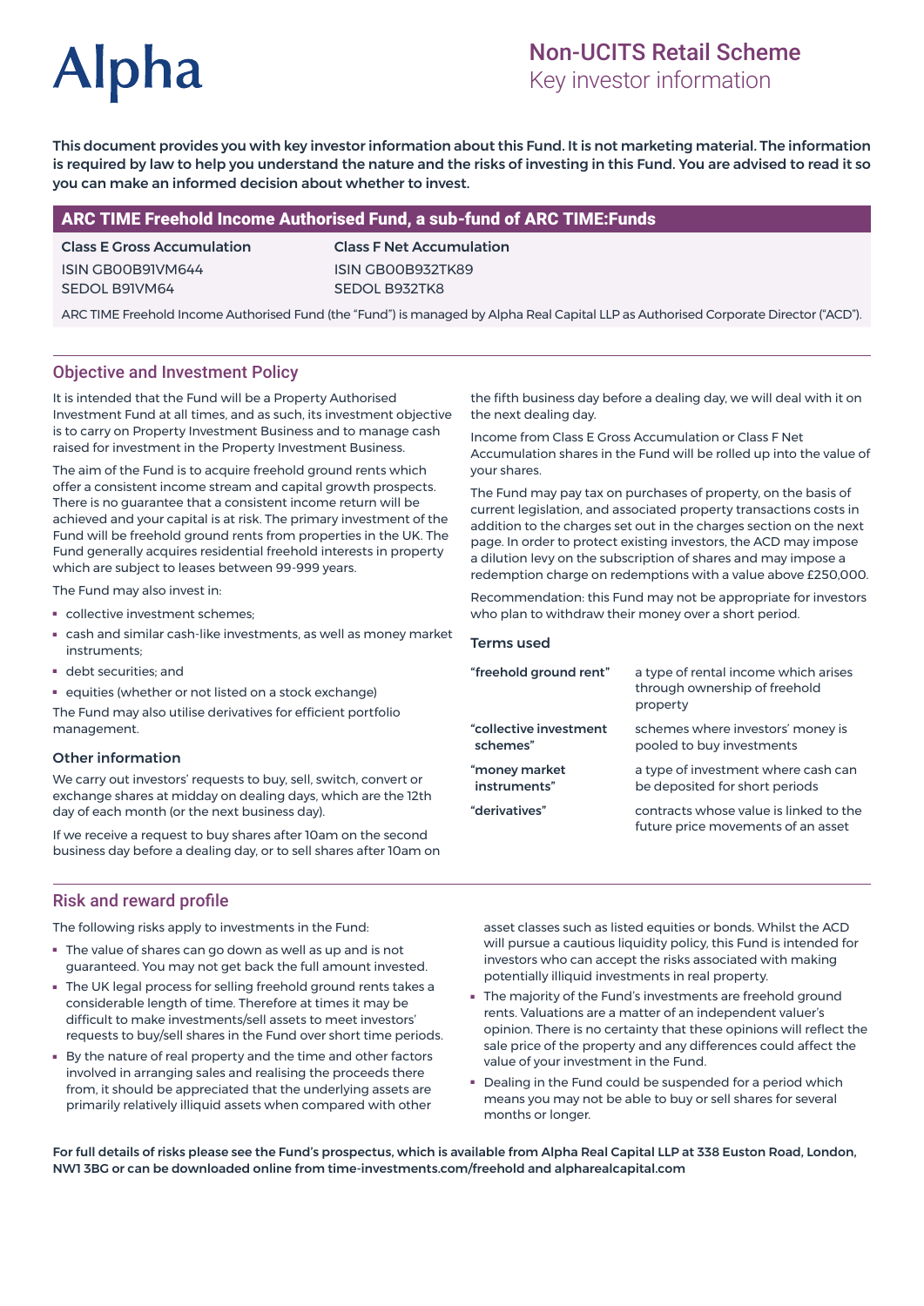Alpha

# Non-UCITS Retail Scheme
Key investor information

**This document provides you with key investor information about this Fund. It is not marketing material. The information is required by law to help you understand the nature and the risks of investing in this Fund. You are advised to read it so you can make an informed decision about whether to invest.**

## ARC TIME Freehold Income Authorised Fund, a sub-fund of ARC TIME:Funds

| **Class E Gross Accumulation** | **Class F Net Accumulation** |
|---|---|
| ISIN GB00B91VM644 | ISIN GB00B932TK89 |
| SEDOL B91VM64 | SEDOL B932TK8 |

ARC TIME Freehold Income Authorised Fund (the "Fund") is managed by Alpha Real Capital LLP as Authorised Corporate Director ("ACD").

## Objective and Investment Policy

It is intended that the Fund will be a Property Authorised Investment Fund at all times, and as such, its investment objective is to carry on Property Investment Business and to manage cash raised for investment in the Property Investment Business.

The aim of the Fund is to acquire freehold ground rents which offer a consistent income stream and capital growth prospects. There is no guarantee that a consistent income return will be achieved and your capital is at risk. The primary investment of the Fund will be freehold ground rents from properties in the UK. The Fund generally acquires residential freehold interests in property which are subject to leases between 99-999 years.

The Fund may also invest in:

- collective investment schemes;
- cash and similar cash-like investments, as well as money market instruments;
- debt securities; and
- equities (whether or not listed on a stock exchange)

The Fund may also utilise derivatives for efficient portfolio management.

### Other information

We carry out investors' requests to buy, sell, switch, convert or exchange shares at midday on dealing days, which are the 12th day of each month (or the next business day).

If we receive a request to buy shares after 10am on the second business day before a dealing day, or to sell shares after 10am on the fifth business day before a dealing day, we will deal with it on the next dealing day.

Income from Class E Gross Accumulation or Class F Net Accumulation shares in the Fund will be rolled up into the value of your shares.

The Fund may pay tax on purchases of property, on the basis of current legislation, and associated property transactions costs in addition to the charges set out in the charges section on the next page. In order to protect existing investors, the ACD may impose a dilution levy on the subscription of shares and may impose a redemption charge on redemptions with a value above £250,000.

Recommendation: this Fund may not be appropriate for investors who plan to withdraw their money over a short period.

### Terms used

| | |
|---|---|
| **"freehold ground rent"** | a type of rental income which arises through ownership of freehold property |
| **"collective investment schemes"** | schemes where investors' money is pooled to buy investments |
| **"money market instruments"** | a type of investment where cash can be deposited for short periods |
| **"derivatives"** | contracts whose value is linked to the future price movements of an asset |

## Risk and reward profile

The following risks apply to investments in the Fund:

- The value of shares can go down as well as up and is not guaranteed. You may not get back the full amount invested.
- The UK legal process for selling freehold ground rents takes a considerable length of time. Therefore at times it may be difficult to make investments/sell assets to meet investors' requests to buy/sell shares in the Fund over short time periods.
- By the nature of real property and the time and other factors involved in arranging sales and realising the proceeds there from, it should be appreciated that the underlying assets are primarily relatively illiquid assets when compared with other asset classes such as listed equities or bonds. Whilst the ACD will pursue a cautious liquidity policy, this Fund is intended for investors who can accept the risks associated with making potentially illiquid investments in real property.
- The majority of the Fund's investments are freehold ground rents. Valuations are a matter of an independent valuer's opinion. There is no certainty that these opinions will reflect the sale price of the property and any differences could affect the value of your investment in the Fund.
- Dealing in the Fund could be suspended for a period which means you may not be able to buy or sell shares for several months or longer.

**For full details of risks please see the Fund's prospectus, which is available from Alpha Real Capital LLP at 338 Euston Road, London, NW1 3BG or can be downloaded online from time-investments.com/freehold and alpharealcapital.com**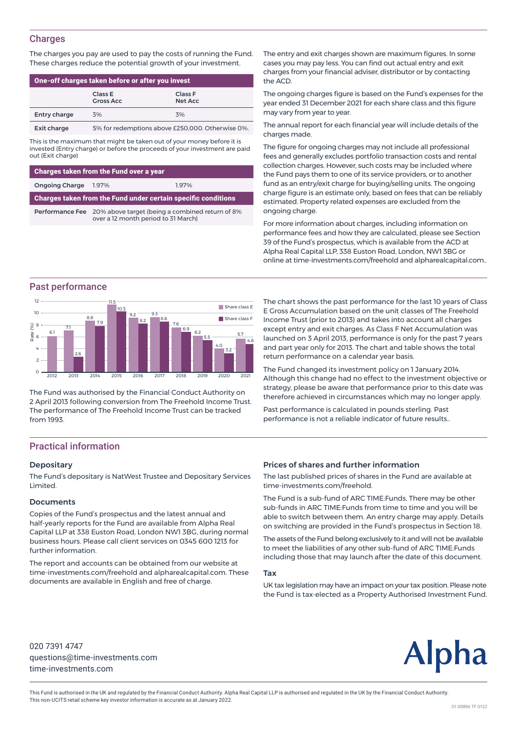## Charges

The charges you pay are used to pay the costs of running the Fund. These charges reduce the potential growth of your investment.

| One-off charges taken before or after you invest | | |
|---|---|---|
| | Class E Gross Acc | Class F Net Acc |
| Entry charge | 3% | 3% |
| Exit charge | 5% for redemptions above £250,000. Otherwise 0%. | |

This is the maximum that might be taken out of your money before it is invested (Entry charge) or before the proceeds of your investment are paid out (Exit charge)

| Charges taken from the Fund over a year | | |
|---|---|---|
| Ongoing Charge | 1.97% | 1.97% |
| **Charges taken from the Fund under certain specific conditions** | | |
| Performance Fee | 20% above target (being a combined return of 8% over a 12 month period to 31 March) | |

The entry and exit charges shown are maximum figures. In some cases you may pay less. You can find out actual entry and exit charges from your financial adviser, distributor or by contacting the ACD.

The ongoing charges figure is based on the Fund's expenses for the year ended 31 December 2021 for each share class and this figure may vary from year to year.

The annual report for each financial year will include details of the charges made.

The figure for ongoing charges may not include all professional fees and generally excludes portfolio transaction costs and rental collection charges. However, such costs may be included where the Fund pays them to one of its service providers, or to another fund as an entry/exit charge for buying/selling units. The ongoing charge figure is an estimate only, based on fees that can be reliably estimated. Property related expenses are excluded from the ongoing charge.

For more information about charges, including information on performance fees and how they are calculated, please see Section 39 of the Fund's prospectus, which is available from the ACD at Alpha Real Capital LLP, 338 Euston Road, London, NW1 3BG or online at time-investments.com/freehold and alpharealcapital.com..

## Past performance

Rate (%)
12
10
8
6
4
2
0
Share class E
Share class F
6.1
7.1
2.6
8.8
7.9
11.5
10.3
9.2
8.2
9.3
8.6
7.6
6.9
6.2
5.5
4.0
3.2
5.7
4.8
2012
2013
2014
2015
2016
2017
2018
2019
2020
2021

The Fund was authorised by the Financial Conduct Authority on 2 April 2013 following conversion from The Freehold Income Trust. The performance of The Freehold Income Trust can be tracked from 1993.

The chart shows the past performance for the last 10 years of Class E Gross Accumulation based on the unit classes of The Freehold Income Trust (prior to 2013) and takes into account all charges except entry and exit charges. As Class F Net Accumulation was launched on 3 April 2013, performance is only for the past 7 years and part year only for 2013. The chart and table shows the total return performance on a calendar year basis.

The Fund changed its investment policy on 1 January 2014. Although this change had no effect to the investment objective or strategy, please be aware that performance prior to this date was therefore achieved in circumstances which may no longer apply.

Past performance is calculated in pounds sterling. Past performance is not a reliable indicator of future results..

## Practical information

### Depositary

The Fund's depositary is NatWest Trustee and Depositary Services Limited.

### Documents

Copies of the Fund's prospectus and the latest annual and half-yearly reports for the Fund are available from Alpha Real Capital LLP at 338 Euston Road, London NW1 3BG, during normal business hours. Please call client services on 0345 600 1213 for further information.

The report and accounts can be obtained from our website at time-investments.com/freehold and alpharealcapital.com. These documents are available in English and free of charge.

### Prices of shares and further information

The last published prices of shares in the Fund are available at time-investments.com/freehold.

The Fund is a sub-fund of ARC TIME:Funds. There may be other sub-funds in ARC TIME:Funds from time to time and you will be able to switch between them. An entry charge may apply. Details on switching are provided in the Fund's prospectus in Section 18.

The assets of the Fund belong exclusively to it and will not be available to meet the liabilities of any other sub-fund of ARC TIME:Funds including those that may launch after the date of this document.

### Tax

UK tax legislation may have an impact on your tax position. Please note the Fund is tax-elected as a Property Authorised Investment Fund.

020 7391 4747
questions@time-investments.com
time-investments.com

Alpha

This Fund is authorised in the UK and regulated by the Financial Conduct Authority. Alpha Real Capital LLP is authorised and regulated in the UK by the Financial Conduct Authority. This non-UCITS retail scheme key investor information is accurate as at January 2022.

01 00896 TF 0122